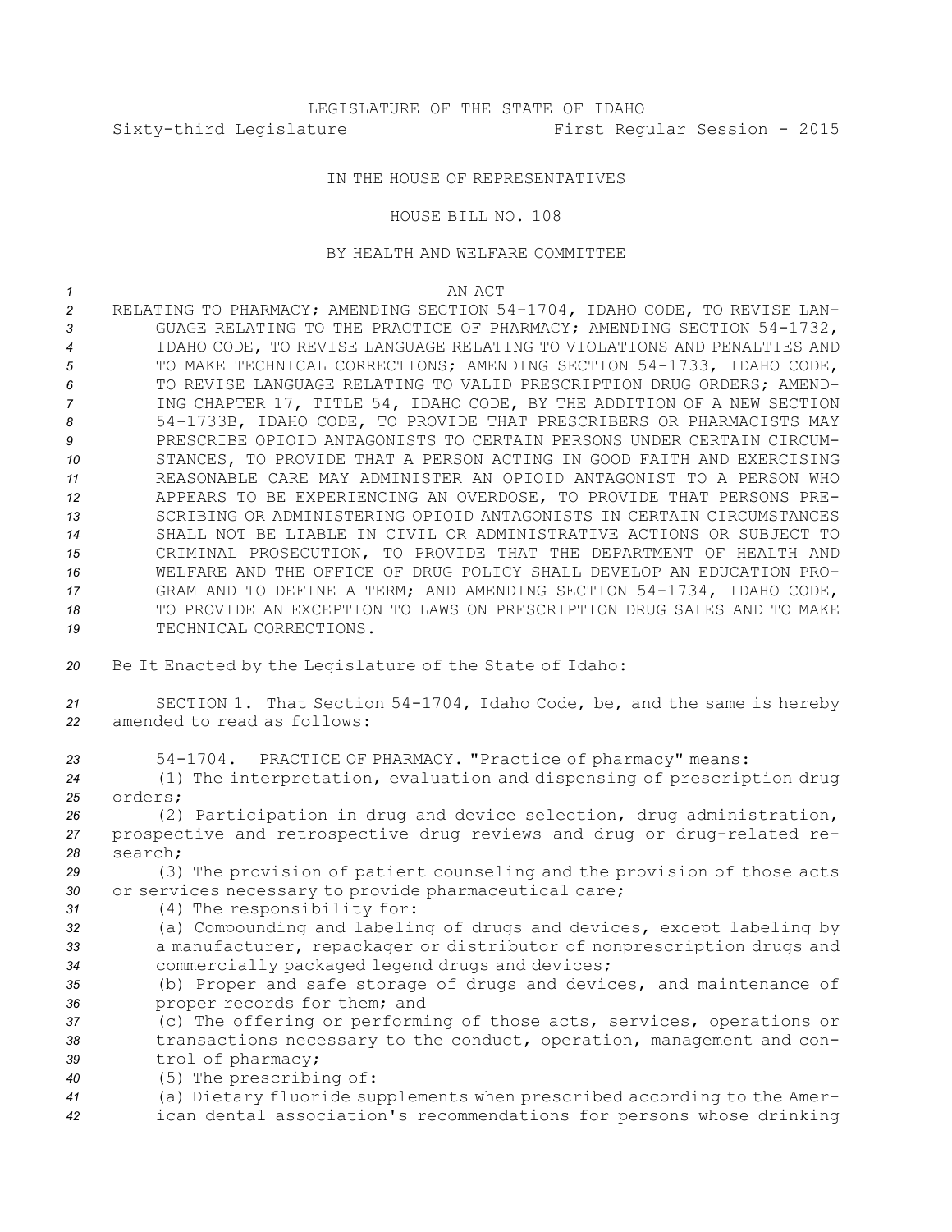LEGISLATURE OF THE STATE OF IDAHO

Sixty-third Legislature First Regular Session - 2015

IN THE HOUSE OF REPRESENTATIVES

HOUSE BILL NO. 108

BY HEALTH AND WELFARE COMMITTEE

AN ACT

RELATING TO PHARMACY; AMENDING SECTION 54-1704, IDAHO CODE, TO REVISE LANGUAGE RELATING TO THE PRACTICE OF PHARMACY; AMENDING SECTION 54-1732, IDAHO CODE, TO REVISE LANGUAGE RELATING TO VIOLATIONS AND PENALTIES AND TO MAKE TECHNICAL CORRECTIONS; AMENDING SECTION 54-1733, IDAHO CODE, TO REVISE LANGUAGE RELATING TO VALID PRESCRIPTION DRUG ORDERS; AMENDING CHAPTER 17, TITLE 54, IDAHO CODE, BY THE ADDITION OF A NEW SECTION 54-1733B, IDAHO CODE, TO PROVIDE THAT PRESCRIBERS OR PHARMACISTS MAY PRESCRIBE OPIOID ANTAGONISTS TO CERTAIN PERSONS UNDER CERTAIN CIRCUMSTANCES, TO PROVIDE THAT A PERSON ACTING IN GOOD FAITH AND EXERCISING REASONABLE CARE MAY ADMINISTER AN OPIOID ANTAGONIST TO A PERSON WHO APPEARS TO BE EXPERIENCING AN OVERDOSE, TO PROVIDE THAT PERSONS PRESCRIBING OR ADMINISTERING OPIOID ANTAGONISTS IN CERTAIN CIRCUMSTANCES SHALL NOT BE LIABLE IN CIVIL OR ADMINISTRATIVE ACTIONS OR SUBJECT TO CRIMINAL PROSECUTION, TO PROVIDE THAT THE DEPARTMENT OF HEALTH AND WELFARE AND THE OFFICE OF DRUG POLICY SHALL DEVELOP AN EDUCATION PROGRAM AND TO DEFINE A TERM; AND AMENDING SECTION 54-1734, IDAHO CODE, TO PROVIDE AN EXCEPTION TO LAWS ON PRESCRIPTION DRUG SALES AND TO MAKE TECHNICAL CORRECTIONS.

Be It Enacted by the Legislature of the State of Idaho:

SECTION 1. That Section 54-1704, Idaho Code, be, and the same is hereby amended to read as follows:

54-1704. PRACTICE OF PHARMACY. "Practice of pharmacy" means:

(1) The interpretation, evaluation and dispensing of prescription drug orders;

(2) Participation in drug and device selection, drug administration, prospective and retrospective drug reviews and drug or drug-related research;

(3) The provision of patient counseling and the provision of those acts or services necessary to provide pharmaceutical care;

(4) The responsibility for:

(a) Compounding and labeling of drugs and devices, except labeling by a manufacturer, repackager or distributor of nonprescription drugs and commercially packaged legend drugs and devices;

(b) Proper and safe storage of drugs and devices, and maintenance of proper records for them; and

(c) The offering or performing of those acts, services, operations or transactions necessary to the conduct, operation, management and control of pharmacy;

(5) The prescribing of:

(a) Dietary fluoride supplements when prescribed according to the American dental association's recommendations for persons whose drinking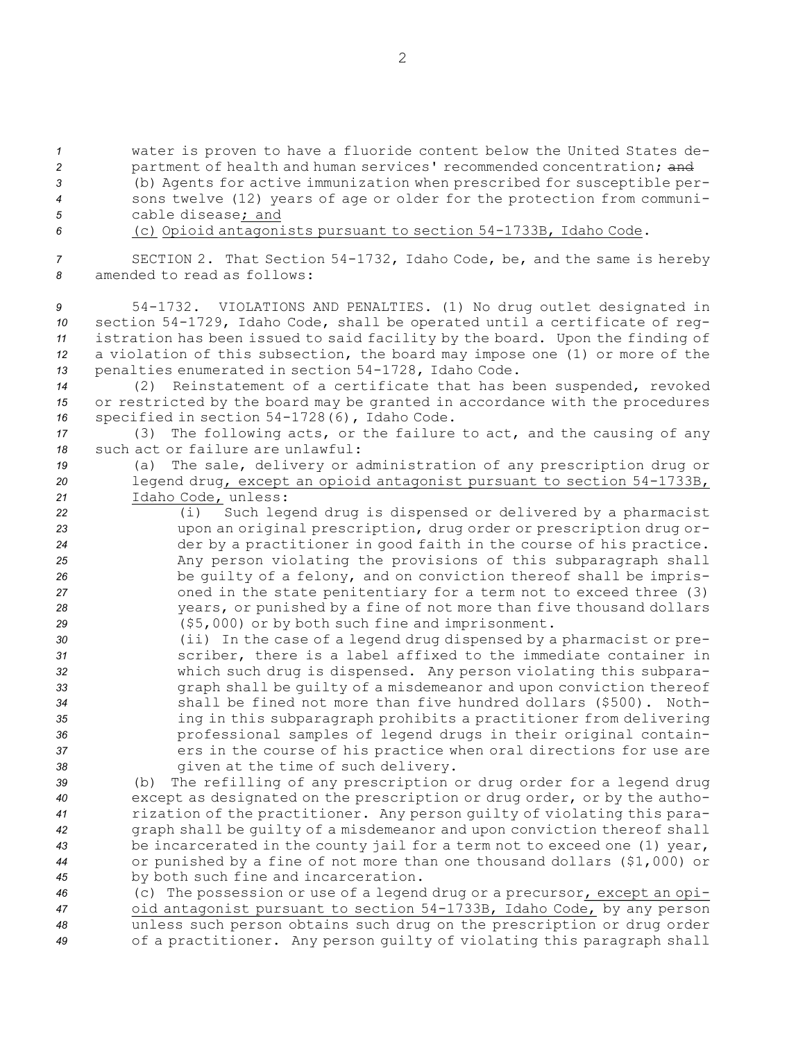water is proven to have a fluoride content below the United States department of health and human services' recommended concentration; ~~and~~

(b) Agents for active immunization when prescribed for susceptible persons twelve (12) years of age or older for the protection from communicable disease; and

(c) Opioid antagonists pursuant to section 54-1733B, Idaho Code.

SECTION 2. That Section 54-1732, Idaho Code, be, and the same is hereby amended to read as follows:

54-1732. VIOLATIONS AND PENALTIES. (1) No drug outlet designated in section 54-1729, Idaho Code, shall be operated until a certificate of registration has been issued to said facility by the board. Upon the finding of a violation of this subsection, the board may impose one (1) or more of the penalties enumerated in section 54-1728, Idaho Code.

(2) Reinstatement of a certificate that has been suspended, revoked or restricted by the board may be granted in accordance with the procedures specified in section 54-1728(6), Idaho Code.

(3) The following acts, or the failure to act, and the causing of any such act or failure are unlawful:

(a) The sale, delivery or administration of any prescription drug or legend drug, except an opioid antagonist pursuant to section 54-1733B, Idaho Code, unless:

(i) Such legend drug is dispensed or delivered by a pharmacist upon an original prescription, drug order or prescription drug order by a practitioner in good faith in the course of his practice. Any person violating the provisions of this subparagraph shall be guilty of a felony, and on conviction thereof shall be imprisoned in the state penitentiary for a term not to exceed three (3) years, or punished by a fine of not more than five thousand dollars ($5,000) or by both such fine and imprisonment.

(ii) In the case of a legend drug dispensed by a pharmacist or prescriber, there is a label affixed to the immediate container in which such drug is dispensed. Any person violating this subparagraph shall be guilty of a misdemeanor and upon conviction thereof shall be fined not more than five hundred dollars ($500). Nothing in this subparagraph prohibits a practitioner from delivering professional samples of legend drugs in their original containers in the course of his practice when oral directions for use are given at the time of such delivery.

(b) The refilling of any prescription or drug order for a legend drug except as designated on the prescription or drug order, or by the authorization of the practitioner. Any person guilty of violating this paragraph shall be guilty of a misdemeanor and upon conviction thereof shall be incarcerated in the county jail for a term not to exceed one (1) year, or punished by a fine of not more than one thousand dollars ($1,000) or by both such fine and incarceration.

(c) The possession or use of a legend drug or a precursor, except an opioid antagonist pursuant to section 54-1733B, Idaho Code, by any person unless such person obtains such drug on the prescription or drug order of a practitioner. Any person guilty of violating this paragraph shall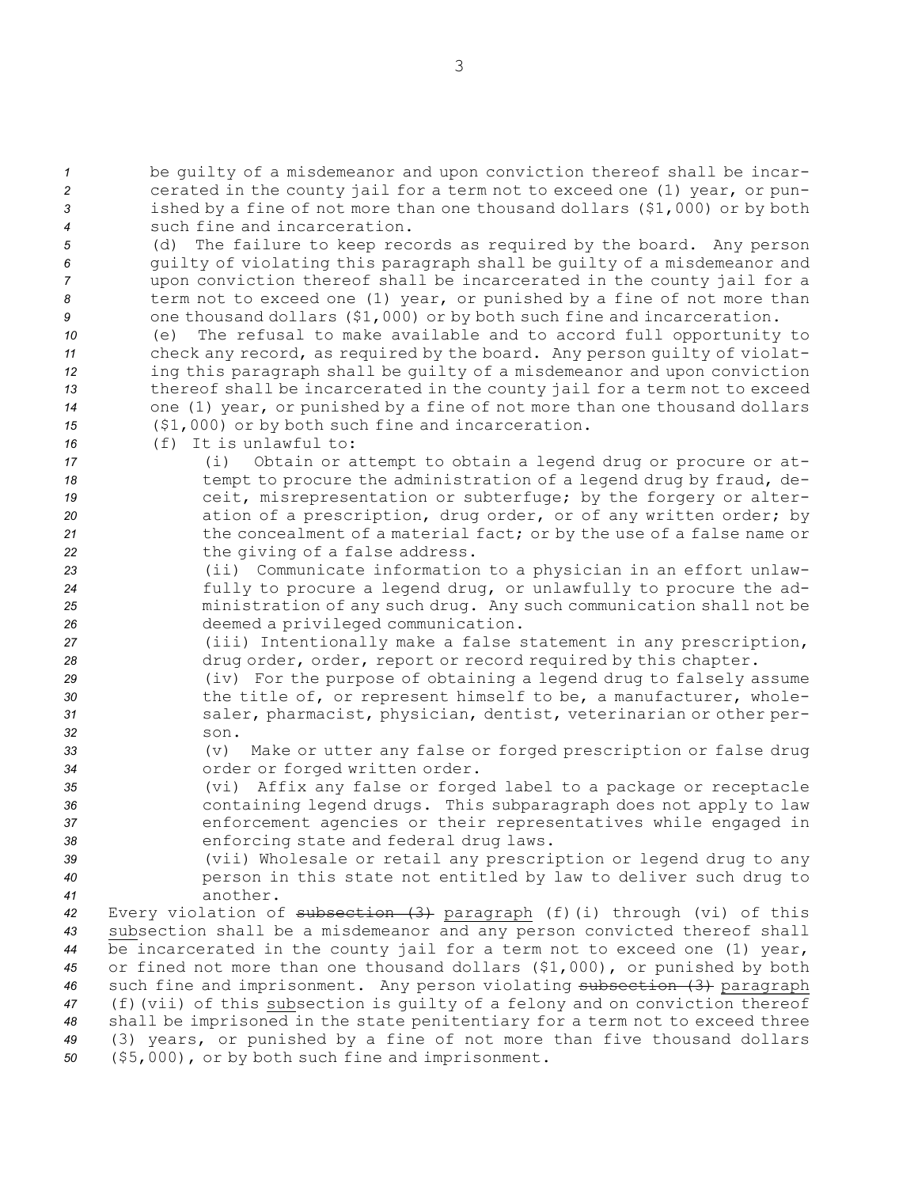be guilty of a misdemeanor and upon conviction thereof shall be incarcerated in the county jail for a term not to exceed one (1) year, or punished by a fine of not more than one thousand dollars ($1,000) or by both such fine and incarceration.

(d) The failure to keep records as required by the board. Any person guilty of violating this paragraph shall be guilty of a misdemeanor and upon conviction thereof shall be incarcerated in the county jail for a term not to exceed one (1) year, or punished by a fine of not more than one thousand dollars ($1,000) or by both such fine and incarceration.

(e) The refusal to make available and to accord full opportunity to check any record, as required by the board. Any person guilty of violating this paragraph shall be guilty of a misdemeanor and upon conviction thereof shall be incarcerated in the county jail for a term not to exceed one (1) year, or punished by a fine of not more than one thousand dollars ($1,000) or by both such fine and incarceration.

(f) It is unlawful to:

(i) Obtain or attempt to obtain a legend drug or procure or attempt to procure the administration of a legend drug by fraud, deceit, misrepresentation or subterfuge; by the forgery or alteration of a prescription, drug order, or of any written order; by the concealment of a material fact; or by the use of a false name or the giving of a false address.

(ii) Communicate information to a physician in an effort unlawfully to procure a legend drug, or unlawfully to procure the administration of any such drug. Any such communication shall not be deemed a privileged communication.

(iii) Intentionally make a false statement in any prescription, drug order, order, report or record required by this chapter.

(iv) For the purpose of obtaining a legend drug to falsely assume the title of, or represent himself to be, a manufacturer, wholesaler, pharmacist, physician, dentist, veterinarian or other person.

(v) Make or utter any false or forged prescription or false drug order or forged written order.

(vi) Affix any false or forged label to a package or receptacle containing legend drugs. This subparagraph does not apply to law enforcement agencies or their representatives while engaged in enforcing state and federal drug laws.

(vii) Wholesale or retail any prescription or legend drug to any person in this state not entitled by law to deliver such drug to another.

Every violation of ~~subsection (3)~~ paragraph (f)(i) through (vi) of this subsection shall be a misdemeanor and any person convicted thereof shall be incarcerated in the county jail for a term not to exceed one (1) year, or fined not more than one thousand dollars ($1,000), or punished by both such fine and imprisonment. Any person violating ~~subsection (3)~~ paragraph (f)(vii) of this subsection is guilty of a felony and on conviction thereof shall be imprisoned in the state penitentiary for a term not to exceed three (3) years, or punished by a fine of not more than five thousand dollars ($5,000), or by both such fine and imprisonment.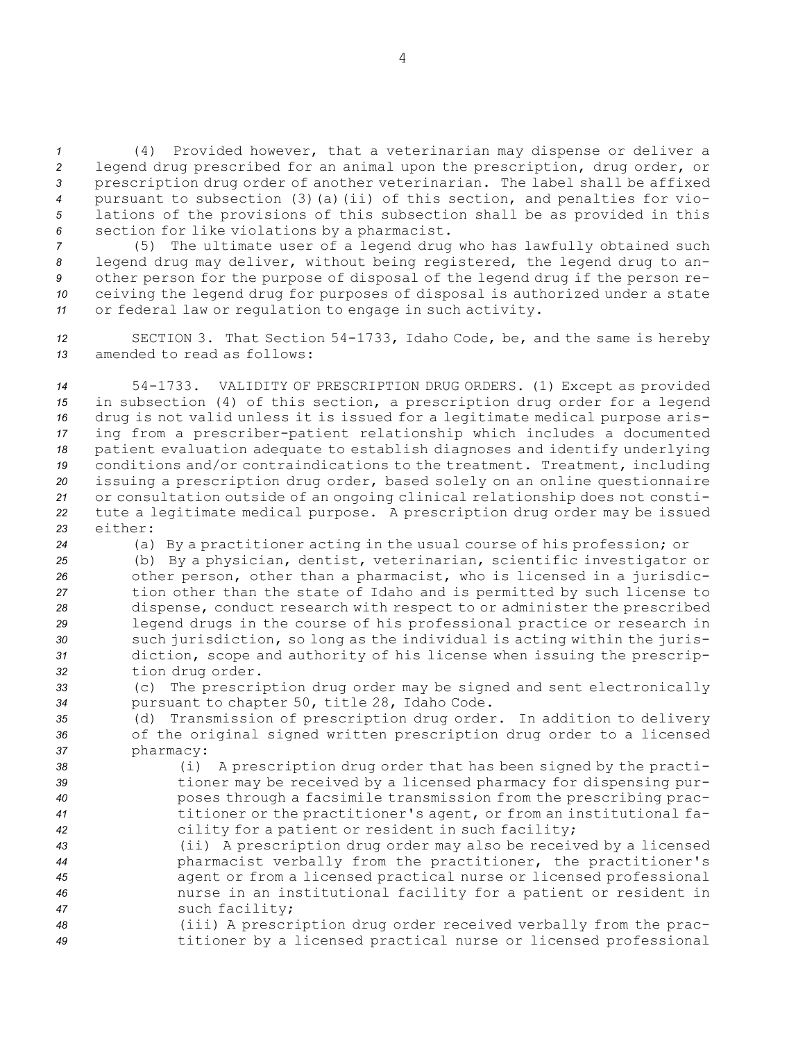(4) Provided however, that a veterinarian may dispense or deliver a legend drug prescribed for an animal upon the prescription, drug order, or prescription drug order of another veterinarian. The label shall be affixed pursuant to subsection (3)(a)(ii) of this section, and penalties for violations of the provisions of this subsection shall be as provided in this section for like violations by a pharmacist.

(5) The ultimate user of a legend drug who has lawfully obtained such legend drug may deliver, without being registered, the legend drug to another person for the purpose of disposal of the legend drug if the person receiving the legend drug for purposes of disposal is authorized under a state or federal law or regulation to engage in such activity.

SECTION 3. That Section 54-1733, Idaho Code, be, and the same is hereby amended to read as follows:

54-1733. VALIDITY OF PRESCRIPTION DRUG ORDERS. (1) Except as provided in subsection (4) of this section, a prescription drug order for a legend drug is not valid unless it is issued for a legitimate medical purpose arising from a prescriber-patient relationship which includes a documented patient evaluation adequate to establish diagnoses and identify underlying conditions and/or contraindications to the treatment. Treatment, including issuing a prescription drug order, based solely on an online questionnaire or consultation outside of an ongoing clinical relationship does not constitute a legitimate medical purpose. A prescription drug order may be issued either:

(a) By a practitioner acting in the usual course of his profession; or

(b) By a physician, dentist, veterinarian, scientific investigator or other person, other than a pharmacist, who is licensed in a jurisdiction other than the state of Idaho and is permitted by such license to dispense, conduct research with respect to or administer the prescribed legend drugs in the course of his professional practice or research in such jurisdiction, so long as the individual is acting within the jurisdiction, scope and authority of his license when issuing the prescription drug order.

(c) The prescription drug order may be signed and sent electronically pursuant to chapter 50, title 28, Idaho Code.

(d) Transmission of prescription drug order. In addition to delivery of the original signed written prescription drug order to a licensed pharmacy:

(i) A prescription drug order that has been signed by the practitioner may be received by a licensed pharmacy for dispensing purposes through a facsimile transmission from the prescribing practitioner or the practitioner's agent, or from an institutional facility for a patient or resident in such facility;

(ii) A prescription drug order may also be received by a licensed pharmacist verbally from the practitioner, the practitioner's agent or from a licensed practical nurse or licensed professional nurse in an institutional facility for a patient or resident in such facility;

(iii) A prescription drug order received verbally from the practitioner by a licensed practical nurse or licensed professional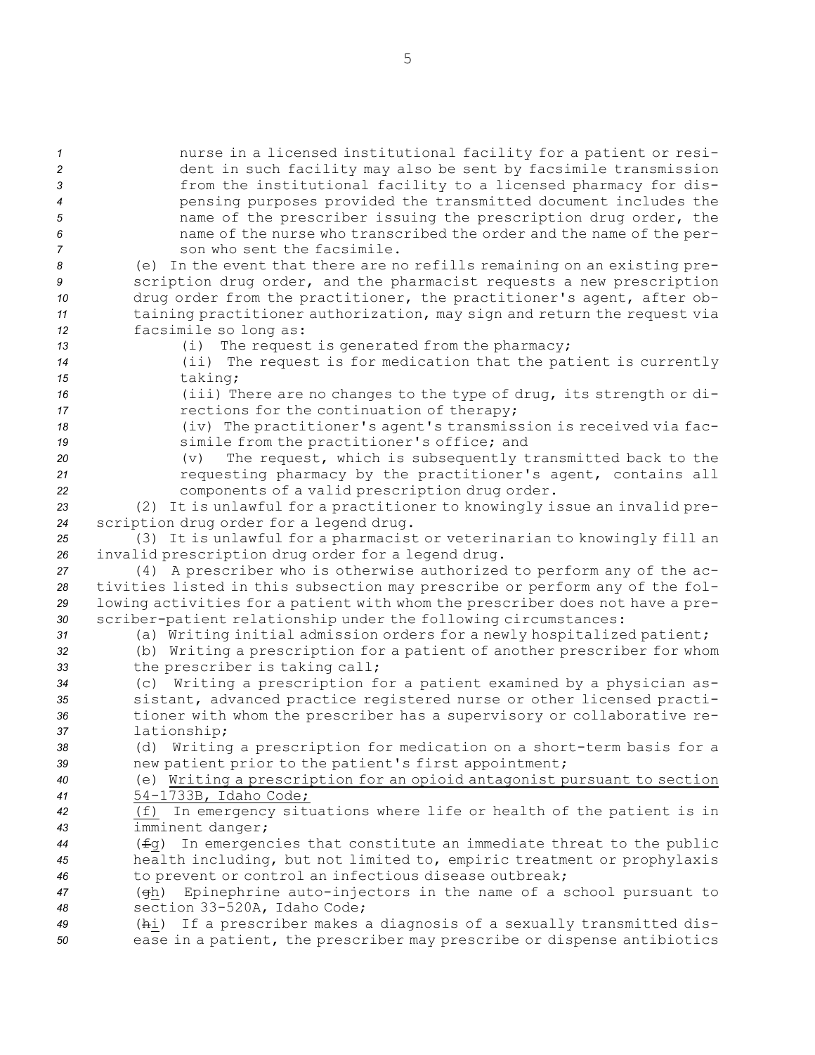nurse in a licensed institutional facility for a patient or resident in such facility may also be sent by facsimile transmission from the institutional facility to a licensed pharmacy for dispensing purposes provided the transmitted document includes the name of the prescriber issuing the prescription drug order, the name of the nurse who transcribed the order and the name of the person who sent the facsimile.

(e) In the event that there are no refills remaining on an existing prescription drug order, and the pharmacist requests a new prescription drug order from the practitioner, the practitioner's agent, after obtaining practitioner authorization, may sign and return the request via facsimile so long as:

(i) The request is generated from the pharmacy;

(ii) The request is for medication that the patient is currently taking;

(iii) There are no changes to the type of drug, its strength or directions for the continuation of therapy;

(iv) The practitioner's agent's transmission is received via facsimile from the practitioner's office; and

(v) The request, which is subsequently transmitted back to the requesting pharmacy by the practitioner's agent, contains all components of a valid prescription drug order.

(2) It is unlawful for a practitioner to knowingly issue an invalid prescription drug order for a legend drug.

(3) It is unlawful for a pharmacist or veterinarian to knowingly fill an invalid prescription drug order for a legend drug.

(4) A prescriber who is otherwise authorized to perform any of the activities listed in this subsection may prescribe or perform any of the following activities for a patient with whom the prescriber does not have a prescriber-patient relationship under the following circumstances:

(a) Writing initial admission orders for a newly hospitalized patient;

(b) Writing a prescription for a patient of another prescriber for whom the prescriber is taking call;

(c) Writing a prescription for a patient examined by a physician assistant, advanced practice registered nurse or other licensed practitioner with whom the prescriber has a supervisory or collaborative relationship;

(d) Writing a prescription for medication on a short-term basis for a new patient prior to the patient's first appointment;

(e) <u>Writing a prescription for an opioid antagonist pursuant to section 54-1733B, Idaho Code;</u>

<u>(f)</u> In emergency situations where life or health of the patient is in imminent danger;

(~~f~~<u>g</u>) In emergencies that constitute an immediate threat to the public health including, but not limited to, empiric treatment or prophylaxis to prevent or control an infectious disease outbreak;

(~~g~~<u>h</u>) Epinephrine auto-injectors in the name of a school pursuant to section 33-520A, Idaho Code;

(~~h~~<u>i</u>) If a prescriber makes a diagnosis of a sexually transmitted disease in a patient, the prescriber may prescribe or dispense antibiotics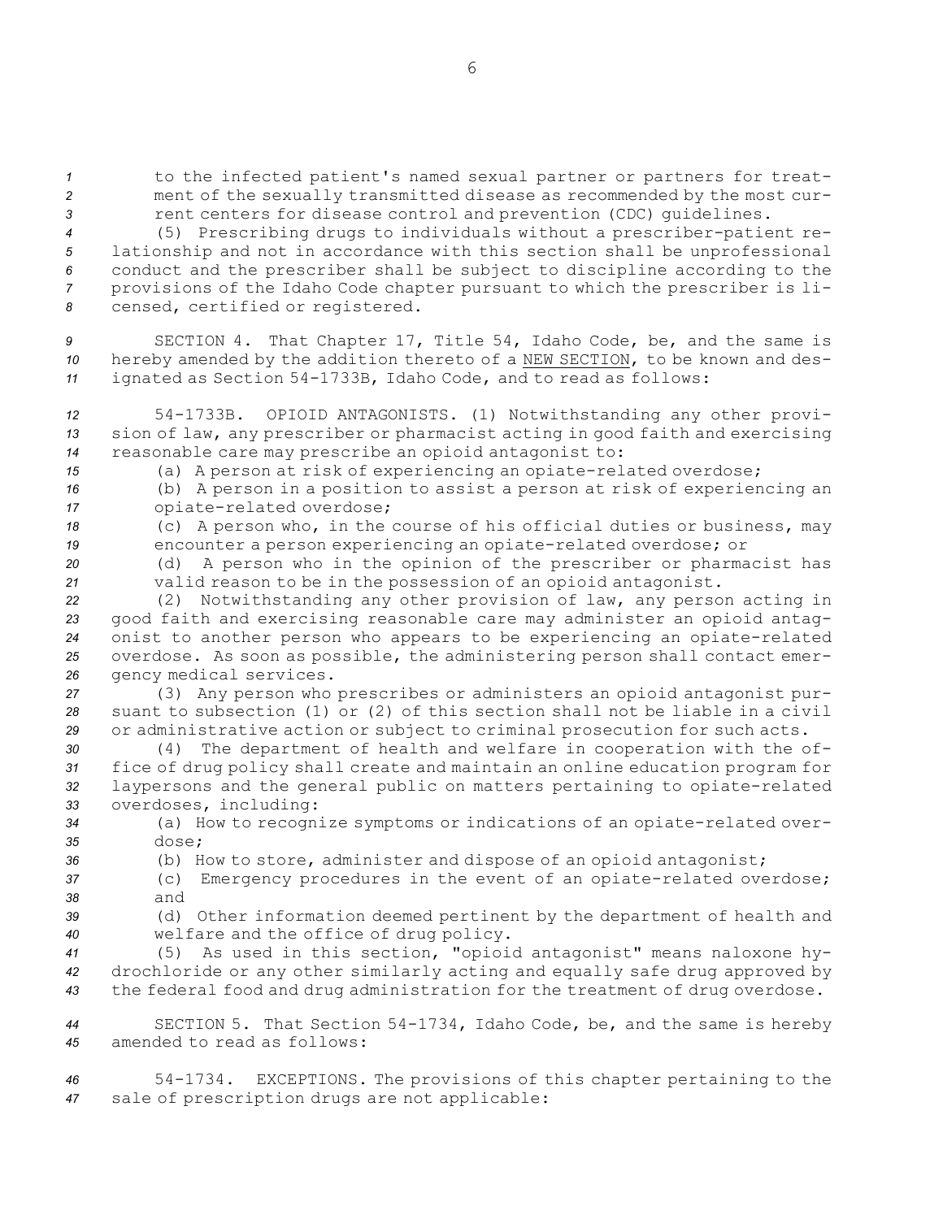to the infected patient's named sexual partner or partners for treatment of the sexually transmitted disease as recommended by the most current centers for disease control and prevention (CDC) guidelines.

(5) Prescribing drugs to individuals without a prescriber-patient relationship and not in accordance with this section shall be unprofessional conduct and the prescriber shall be subject to discipline according to the provisions of the Idaho Code chapter pursuant to which the prescriber is licensed, certified or registered.

SECTION 4. That Chapter 17, Title 54, Idaho Code, be, and the same is hereby amended by the addition thereto of a NEW SECTION, to be known and designated as Section 54-1733B, Idaho Code, and to read as follows:

54-1733B. OPIOID ANTAGONISTS. (1) Notwithstanding any other provision of law, any prescriber or pharmacist acting in good faith and exercising reasonable care may prescribe an opioid antagonist to:

(a) A person at risk of experiencing an opiate-related overdose;

(b) A person in a position to assist a person at risk of experiencing an opiate-related overdose;

(c) A person who, in the course of his official duties or business, may encounter a person experiencing an opiate-related overdose; or

(d) A person who in the opinion of the prescriber or pharmacist has valid reason to be in the possession of an opioid antagonist.

(2) Notwithstanding any other provision of law, any person acting in good faith and exercising reasonable care may administer an opioid antagonist to another person who appears to be experiencing an opiate-related overdose. As soon as possible, the administering person shall contact emergency medical services.

(3) Any person who prescribes or administers an opioid antagonist pursuant to subsection (1) or (2) of this section shall not be liable in a civil or administrative action or subject to criminal prosecution for such acts.

(4) The department of health and welfare in cooperation with the office of drug policy shall create and maintain an online education program for laypersons and the general public on matters pertaining to opiate-related overdoses, including:

(a) How to recognize symptoms or indications of an opiate-related overdose;

(b) How to store, administer and dispose of an opioid antagonist;

(c) Emergency procedures in the event of an opiate-related overdose; and

(d) Other information deemed pertinent by the department of health and welfare and the office of drug policy.

(5) As used in this section, "opioid antagonist" means naloxone hydrochloride or any other similarly acting and equally safe drug approved by the federal food and drug administration for the treatment of drug overdose.

SECTION 5. That Section 54-1734, Idaho Code, be, and the same is hereby amended to read as follows:

54-1734. EXCEPTIONS. The provisions of this chapter pertaining to the sale of prescription drugs are not applicable: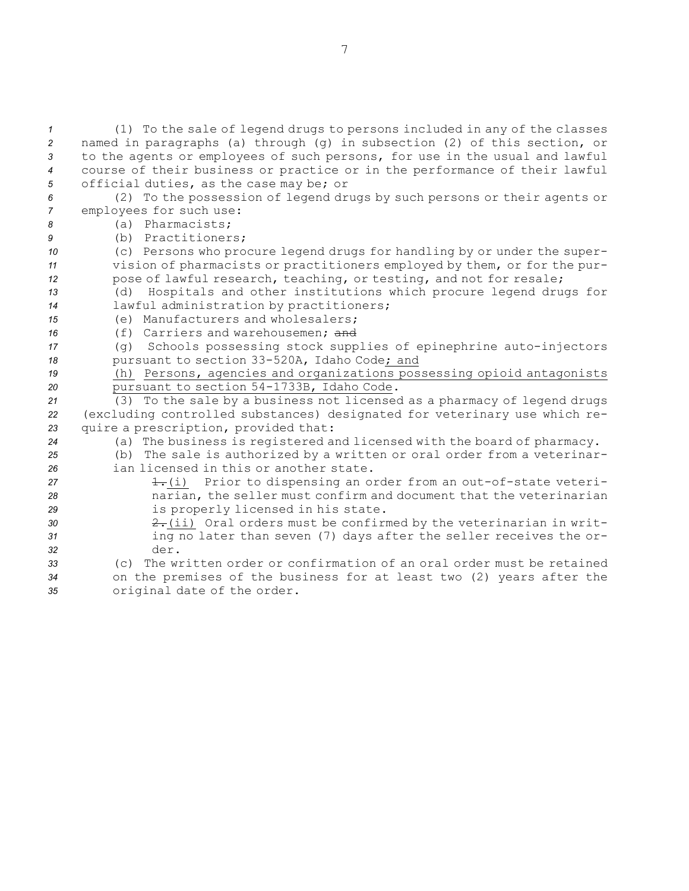(1) To the sale of legend drugs to persons included in any of the classes named in paragraphs (a) through (g) in subsection (2) of this section, or to the agents or employees of such persons, for use in the usual and lawful course of their business or practice or in the performance of their lawful official duties, as the case may be; or

(2) To the possession of legend drugs by such persons or their agents or employees for such use:

(a) Pharmacists;

(b) Practitioners;

(c) Persons who procure legend drugs for handling by or under the supervision of pharmacists or practitioners employed by them, or for the purpose of lawful research, teaching, or testing, and not for resale;

(d) Hospitals and other institutions which procure legend drugs for lawful administration by practitioners;

(e) Manufacturers and wholesalers;

(f) Carriers and warehousemen; ~~and~~

(g) Schools possessing stock supplies of epinephrine auto-injectors pursuant to section 33-520A, Idaho Code; and

(h) Persons, agencies and organizations possessing opioid antagonists pursuant to section 54-1733B, Idaho Code.

(3) To the sale by a business not licensed as a pharmacy of legend drugs (excluding controlled substances) designated for veterinary use which require a prescription, provided that:

(a) The business is registered and licensed with the board of pharmacy.

(b) The sale is authorized by a written or oral order from a veterinarian licensed in this or another state.

~~1.~~(i) Prior to dispensing an order from an out-of-state veterinarian, the seller must confirm and document that the veterinarian is properly licensed in his state.

~~2.~~(ii) Oral orders must be confirmed by the veterinarian in writing no later than seven (7) days after the seller receives the order.

(c) The written order or confirmation of an oral order must be retained on the premises of the business for at least two (2) years after the original date of the order.